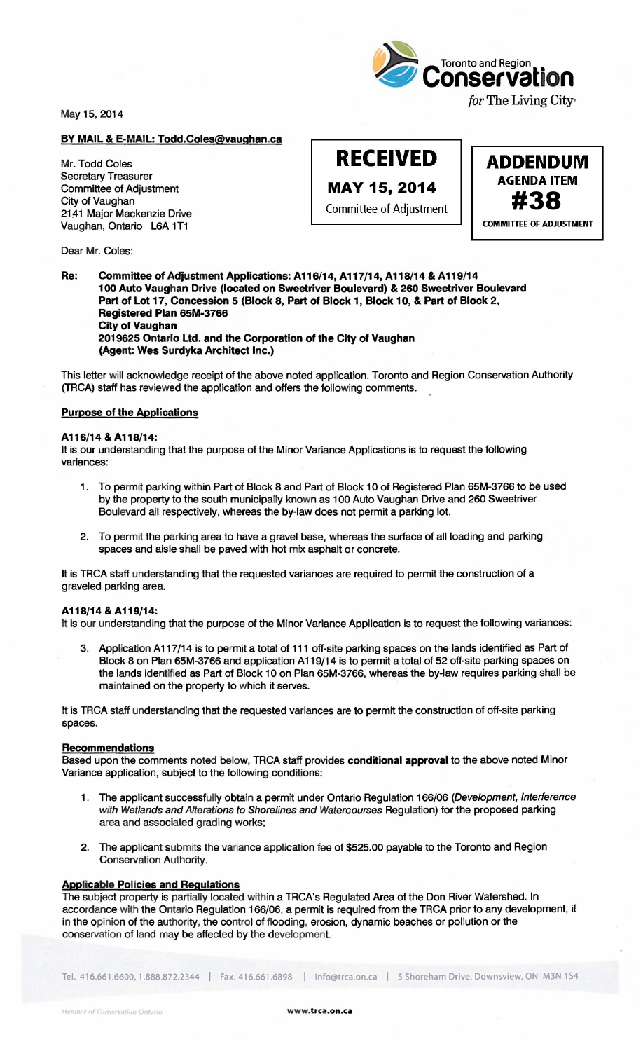Toronto and Region **Conservation** *for* The Living City

May 15, 2014

**BY MAIL & E-MAIL: Todd.Coles@vaughan.ca**

**RECEIVED**
**MAY 15, 2014**
Committee of Adjustment

**ADDENDUM**
**AGENDA ITEM**
**#38**
**COMMITTEE OF ADJUSTMENT**

Mr. Todd Coles
Secretary Treasurer
Committee of Adjustment
City of Vaughan
2141 Major Mackenzie Drive
Vaughan, Ontario L6A 1T1

Dear Mr. Coles:

**Re: Committee of Adjustment Applications: A116/14, A117/14, A118/14 & A119/14**
**100 Auto Vaughan Drive (located on Sweetriver Boulevard) & 260 Sweetriver Boulevard**
**Part of Lot 17, Concession 5 (Block 8, Part of Block 1, Block 10, & Part of Block 2, Registered Plan 65M-3766**
**City of Vaughan**
**2019625 Ontario Ltd. and the Corporation of the City of Vaughan**
**(Agent: Wes Surdyka Architect Inc.)**

This letter will acknowledge receipt of the above noted application. Toronto and Region Conservation Authority (TRCA) staff has reviewed the application and offers the following comments.

**Purpose of the Applications**

**A116/14 & A118/14:**

It is our understanding that the purpose of the Minor Variance Applications is to request the following variances:

1. To permit parking within Part of Block 8 and Part of Block 10 of Registered Plan 65M-3766 to be used by the property to the south municipally known as 100 Auto Vaughan Drive and 260 Sweetriver Boulevard all respectively, whereas the by-law does not permit a parking lot.

2. To permit the parking area to have a gravel base, whereas the surface of all loading and parking spaces and aisle shall be paved with hot mix asphalt or concrete.

It is TRCA staff understanding that the requested variances are required to permit the construction of a graveled parking area.

**A118/14 & A119/14:**

It is our understanding that the purpose of the Minor Variance Application is to request the following variances:

3. Application A117/14 is to permit a total of 111 off-site parking spaces on the lands identified as Part of Block 8 on Plan 65M-3766 and application A119/14 is to permit a total of 52 off-site parking spaces on the lands identified as Part of Block 10 on Plan 65M-3766, whereas the by-law requires parking shall be maintained on the property to which it serves.

It is TRCA staff understanding that the requested variances are to permit the construction of off-site parking spaces.

**Recommendations**

Based upon the comments noted below, TRCA staff provides **conditional approval** to the above noted Minor Variance application, subject to the following conditions:

1. The applicant successfully obtain a permit under Ontario Regulation 166/06 (*Development, Interference with Wetlands and Alterations to Shorelines and Watercourses* Regulation) for the proposed parking area and associated grading works;

2. The applicant submits the variance application fee of $525.00 payable to the Toronto and Region Conservation Authority.

**Applicable Policies and Regulations**

The subject property is partially located within a TRCA's Regulated Area of the Don River Watershed. In accordance with the Ontario Regulation 166/06, a permit is required from the TRCA prior to any development, if in the opinion of the authority, the control of flooding, erosion, dynamic beaches or pollution or the conservation of land may be affected by the development.

Tel. 416.661.6600, 1.888.872.2344 | Fax. 416.661.6898 | info@trca.on.ca | 5 Shoreham Drive, Downsview, ON M3N 1S4

Member of Conservation Ontario

www.trca.on.ca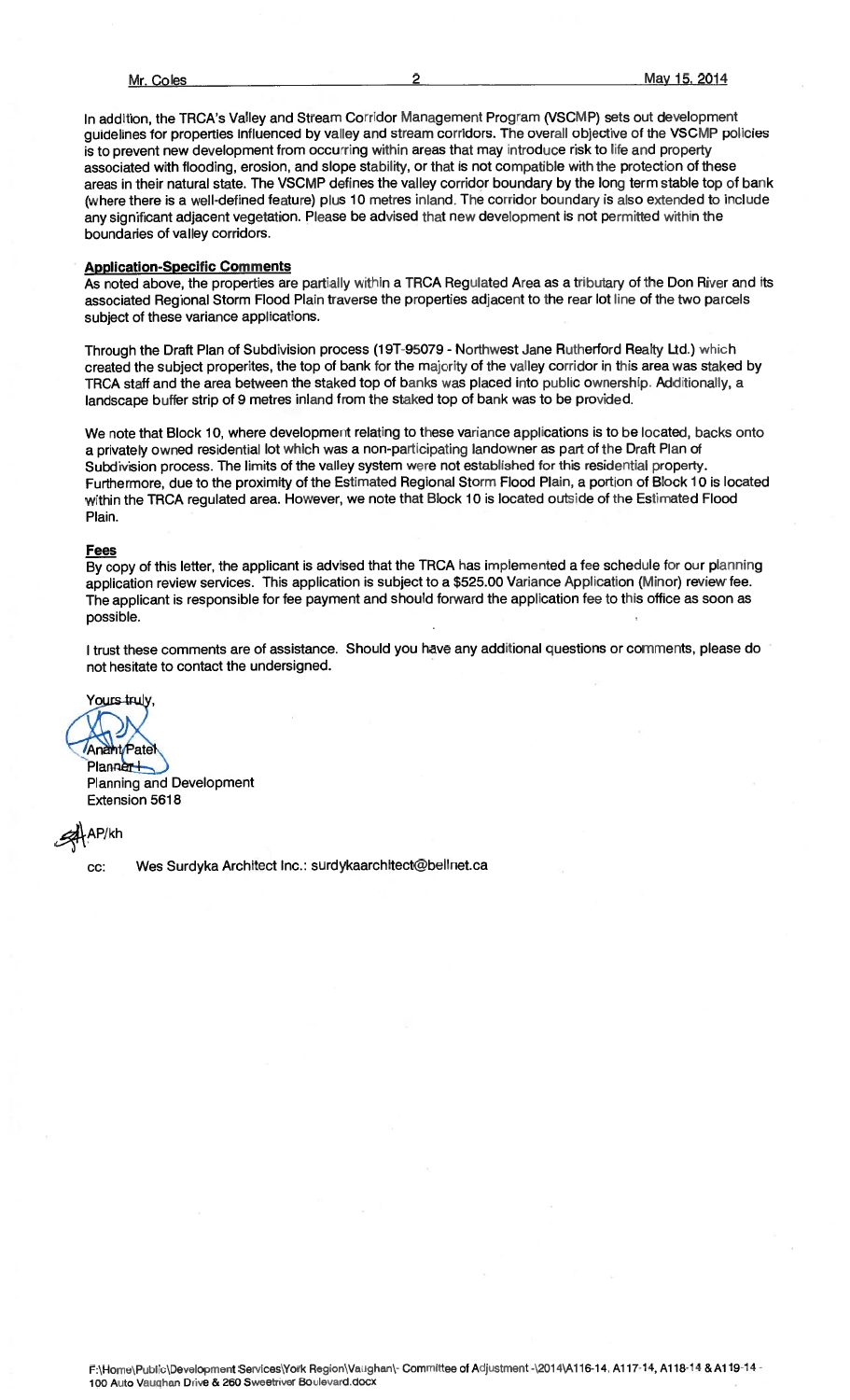In addition, the TRCA's Valley and Stream Corridor Management Program (VSCMP) sets out development guidelines for properties influenced by valley and stream corridors. The overall objective of the VSCMP policies is to prevent new development from occurring within areas that may introduce risk to life and property associated with flooding, erosion, and slope stability, or that is not compatible with the protection of these areas in their natural state. The VSCMP defines the valley corridor boundary by the long term stable top of bank (where there is a well-defined feature) plus 10 metres inland. The corridor boundary is also extended to include any significant adjacent vegetation. Please be advised that new development is not permitted within the boundaries of valley corridors.

**Application-Specific Comments**

As noted above, the properties are partially within a TRCA Regulated Area as a tributary of the Don River and its associated Regional Storm Flood Plain traverse the properties adjacent to the rear lot line of the two parcels subject of these variance applications.

Through the Draft Plan of Subdivision process (19T-95079 - Northwest Jane Rutherford Realty Ltd.) which created the subject properites, the top of bank for the majority of the valley corridor in this area was staked by TRCA staff and the area between the staked top of banks was placed into public ownership. Additionally, a landscape buffer strip of 9 metres inland from the staked top of bank was to be provided.

We note that Block 10, where development relating to these variance applications is to be located, backs onto a privately owned residential lot which was a non-participating landowner as part of the Draft Plan of Subdivision process. The limits of the valley system were not established for this residential property. Furthermore, due to the proximity of the Estimated Regional Storm Flood Plain, a portion of Block 10 is located within the TRCA regulated area. However, we note that Block 10 is located outside of the Estimated Flood Plain.

**Fees**

By copy of this letter, the applicant is advised that the TRCA has implemented a fee schedule for our planning application review services. This application is subject to a $525.00 Variance Application (Minor) review fee. The applicant is responsible for fee payment and should forward the application fee to this office as soon as possible.

I trust these comments are of assistance. Should you have any additional questions or comments, please do not hesitate to contact the undersigned.

Yours truly,

Anant Patel
Planner I
Planning and Development
Extension 5618

AP/kh

cc: Wes Surdyka Architect Inc.: surdykaarchitect@bellnet.ca

F:\Home\Public\Development Services\York Region\Vaughan\- Committee of Adjustment -\2014\A116-14, A117-14, A118-14 & A119-14 - 100 Auto Vaughan Drive & 260 Sweetriver Boulevard.docx